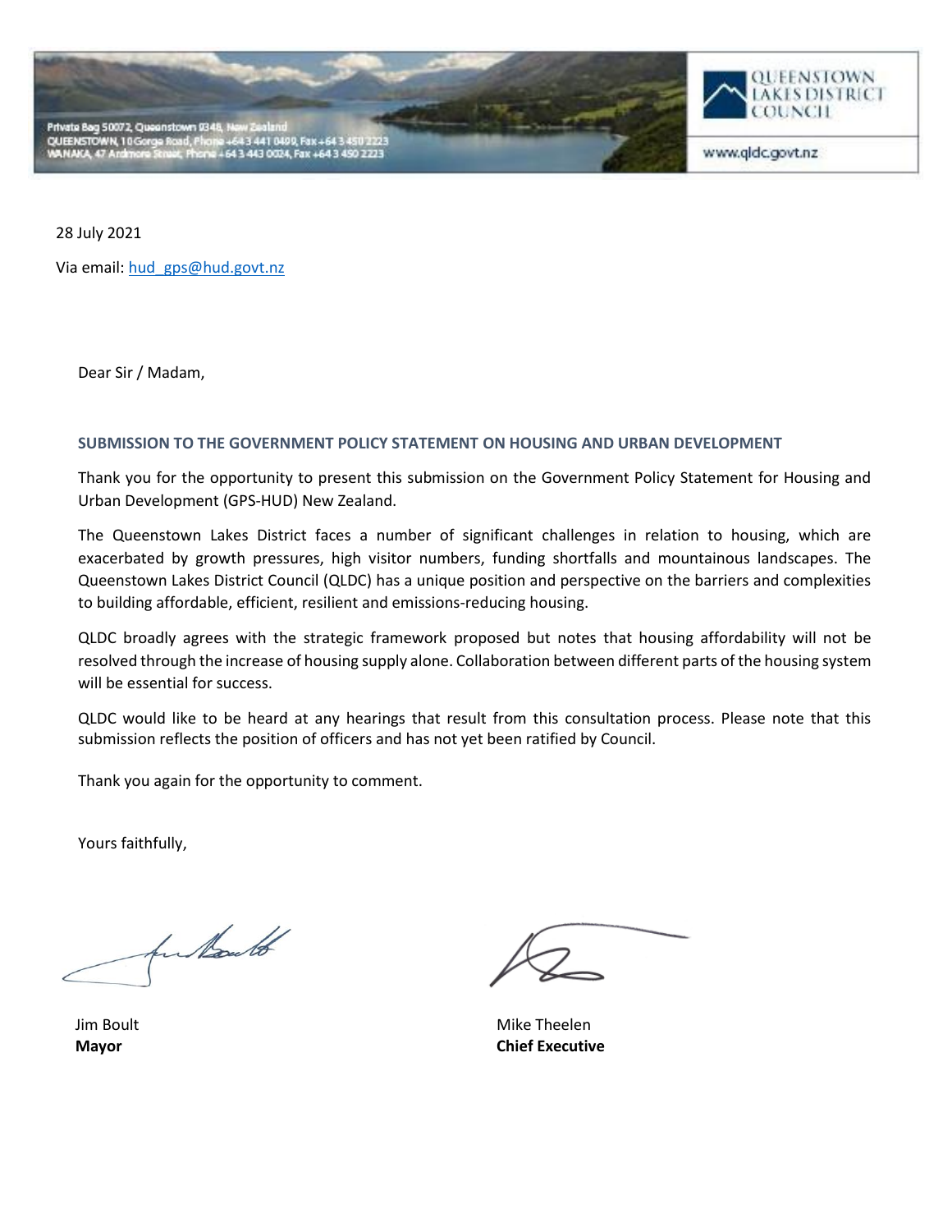Private Bag 50072, Queenstown 9348, New Zealand
QUEENSTOWN, 10 Gorge Road, Phone +64 3 441 0499, Fax +64 3 450 2223
WANAKA, 47 Ardmore Street, Phone +64 3 443 0024, Fax +64 3 450 2223

QUEENSTOWN LAKES DISTRICT COUNCIL

www.qldc.govt.nz

28 July 2021

Via email: hud_gps@hud.govt.nz

Dear Sir / Madam,

**SUBMISSION TO THE GOVERNMENT POLICY STATEMENT ON HOUSING AND URBAN DEVELOPMENT**

Thank you for the opportunity to present this submission on the Government Policy Statement for Housing and Urban Development (GPS-HUD) New Zealand.

The Queenstown Lakes District faces a number of significant challenges in relation to housing, which are exacerbated by growth pressures, high visitor numbers, funding shortfalls and mountainous landscapes. The Queenstown Lakes District Council (QLDC) has a unique position and perspective on the barriers and complexities to building affordable, efficient, resilient and emissions-reducing housing.

QLDC broadly agrees with the strategic framework proposed but notes that housing affordability will not be resolved through the increase of housing supply alone. Collaboration between different parts of the housing system will be essential for success.

QLDC would like to be heard at any hearings that result from this consultation process. Please note that this submission reflects the position of officers and has not yet been ratified by Council.

Thank you again for the opportunity to comment.

Yours faithfully,

Jim Boult
**Mayor**

Mike Theelen
**Chief Executive**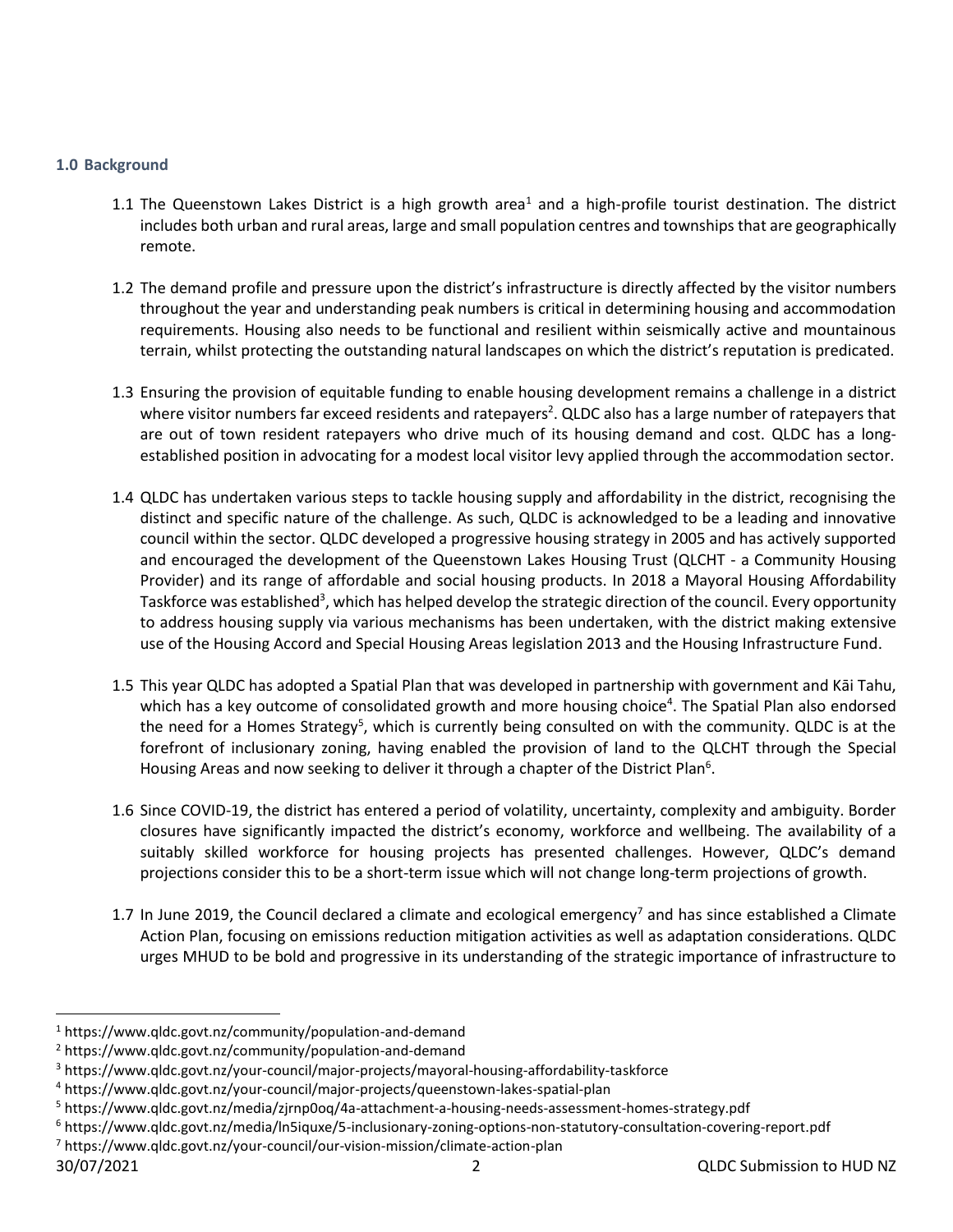### 1.0 Background

1.1 The Queenstown Lakes District is a high growth area[1] and a high-profile tourist destination. The district includes both urban and rural areas, large and small population centres and townships that are geographically remote.

1.2 The demand profile and pressure upon the district's infrastructure is directly affected by the visitor numbers throughout the year and understanding peak numbers is critical in determining housing and accommodation requirements. Housing also needs to be functional and resilient within seismically active and mountainous terrain, whilst protecting the outstanding natural landscapes on which the district's reputation is predicated.

1.3 Ensuring the provision of equitable funding to enable housing development remains a challenge in a district where visitor numbers far exceed residents and ratepayers[2]. QLDC also has a large number of ratepayers that are out of town resident ratepayers who drive much of its housing demand and cost. QLDC has a long-established position in advocating for a modest local visitor levy applied through the accommodation sector.

1.4 QLDC has undertaken various steps to tackle housing supply and affordability in the district, recognising the distinct and specific nature of the challenge. As such, QLDC is acknowledged to be a leading and innovative council within the sector. QLDC developed a progressive housing strategy in 2005 and has actively supported and encouraged the development of the Queenstown Lakes Housing Trust (QLCHT - a Community Housing Provider) and its range of affordable and social housing products. In 2018 a Mayoral Housing Affordability Taskforce was established[3], which has helped develop the strategic direction of the council. Every opportunity to address housing supply via various mechanisms has been undertaken, with the district making extensive use of the Housing Accord and Special Housing Areas legislation 2013 and the Housing Infrastructure Fund.

1.5 This year QLDC has adopted a Spatial Plan that was developed in partnership with government and Kāi Tahu, which has a key outcome of consolidated growth and more housing choice[4]. The Spatial Plan also endorsed the need for a Homes Strategy[5], which is currently being consulted on with the community. QLDC is at the forefront of inclusionary zoning, having enabled the provision of land to the QLCHT through the Special Housing Areas and now seeking to deliver it through a chapter of the District Plan[6].

1.6 Since COVID-19, the district has entered a period of volatility, uncertainty, complexity and ambiguity. Border closures have significantly impacted the district's economy, workforce and wellbeing. The availability of a suitably skilled workforce for housing projects has presented challenges. However, QLDC's demand projections consider this to be a short-term issue which will not change long-term projections of growth.

1.7 In June 2019, the Council declared a climate and ecological emergency[7] and has since established a Climate Action Plan, focusing on emissions reduction mitigation activities as well as adaptation considerations. QLDC urges MHUD to be bold and progressive in its understanding of the strategic importance of infrastructure to

---

[1] https://www.qldc.govt.nz/community/population-and-demand
[2] https://www.qldc.govt.nz/community/population-and-demand
[3] https://www.qldc.govt.nz/your-council/major-projects/mayoral-housing-affordability-taskforce
[4] https://www.qldc.govt.nz/your-council/major-projects/queenstown-lakes-spatial-plan
[5] https://www.qldc.govt.nz/media/zjrnp0oq/4a-attachment-a-housing-needs-assessment-homes-strategy.pdf
[6] https://www.qldc.govt.nz/media/ln5iquxe/5-inclusionary-zoning-options-non-statutory-consultation-covering-report.pdf
[7] https://www.qldc.govt.nz/your-council/our-vision-mission/climate-action-plan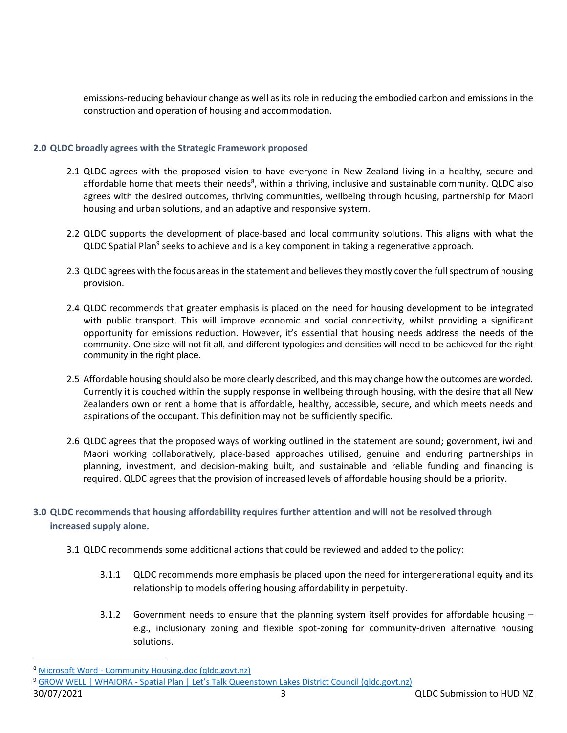emissions-reducing behaviour change as well as its role in reducing the embodied carbon and emissions in the construction and operation of housing and accommodation.

## 2.0 QLDC broadly agrees with the Strategic Framework proposed

2.1 QLDC agrees with the proposed vision to have everyone in New Zealand living in a healthy, secure and affordable home that meets their needs[8], within a thriving, inclusive and sustainable community. QLDC also agrees with the desired outcomes, thriving communities, wellbeing through housing, partnership for Maori housing and urban solutions, and an adaptive and responsive system.

2.2 QLDC supports the development of place-based and local community solutions. This aligns with what the QLDC Spatial Plan[9] seeks to achieve and is a key component in taking a regenerative approach.

2.3 QLDC agrees with the focus areas in the statement and believes they mostly cover the full spectrum of housing provision.

2.4 QLDC recommends that greater emphasis is placed on the need for housing development to be integrated with public transport. This will improve economic and social connectivity, whilst providing a significant opportunity for emissions reduction. However, it's essential that housing needs address the needs of the community. One size will not fit all, and different typologies and densities will need to be achieved for the right community in the right place.

2.5 Affordable housing should also be more clearly described, and this may change how the outcomes are worded. Currently it is couched within the supply response in wellbeing through housing, with the desire that all New Zealanders own or rent a home that is affordable, healthy, accessible, secure, and which meets needs and aspirations of the occupant. This definition may not be sufficiently specific.

2.6 QLDC agrees that the proposed ways of working outlined in the statement are sound; government, iwi and Maori working collaboratively, place-based approaches utilised, genuine and enduring partnerships in planning, investment, and decision-making built, and sustainable and reliable funding and financing is required. QLDC agrees that the provision of increased levels of affordable housing should be a priority.

## 3.0 QLDC recommends that housing affordability requires further attention and will not be resolved through increased supply alone.

3.1 QLDC recommends some additional actions that could be reviewed and added to the policy:

3.1.1 QLDC recommends more emphasis be placed upon the need for intergenerational equity and its relationship to models offering housing affordability in perpetuity.

3.1.2 Government needs to ensure that the planning system itself provides for affordable housing – e.g., inclusionary zoning and flexible spot-zoning for community-driven alternative housing solutions.

---

[8] Microsoft Word - Community Housing.doc (qldc.govt.nz)

[9] GROW WELL | WHAIORA - Spatial Plan | Let's Talk Queenstown Lakes District Council (qldc.govt.nz)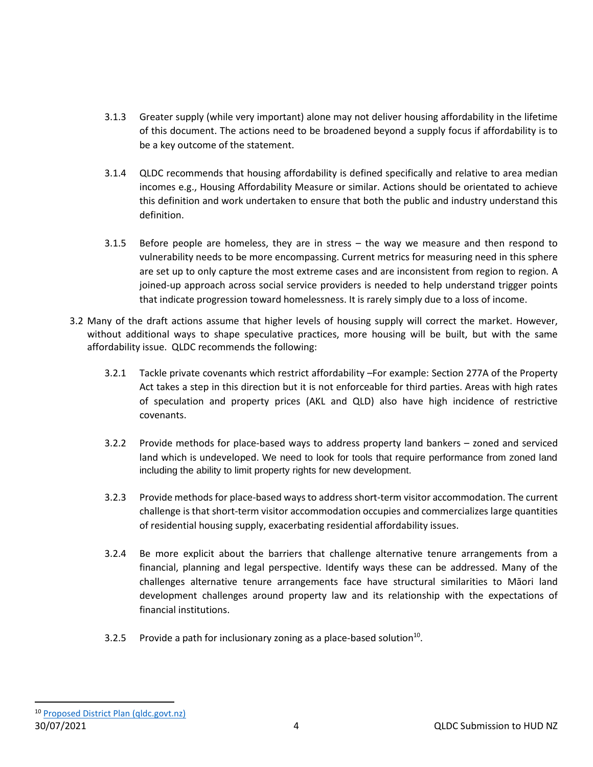3.1.3 Greater supply (while very important) alone may not deliver housing affordability in the lifetime of this document. The actions need to be broadened beyond a supply focus if affordability is to be a key outcome of the statement.

3.1.4 QLDC recommends that housing affordability is defined specifically and relative to area median incomes e.g., Housing Affordability Measure or similar. Actions should be orientated to achieve this definition and work undertaken to ensure that both the public and industry understand this definition.

3.1.5 Before people are homeless, they are in stress – the way we measure and then respond to vulnerability needs to be more encompassing. Current metrics for measuring need in this sphere are set up to only capture the most extreme cases and are inconsistent from region to region. A joined-up approach across social service providers is needed to help understand trigger points that indicate progression toward homelessness. It is rarely simply due to a loss of income.

3.2 Many of the draft actions assume that higher levels of housing supply will correct the market. However, without additional ways to shape speculative practices, more housing will be built, but with the same affordability issue. QLDC recommends the following:

3.2.1 Tackle private covenants which restrict affordability –For example: Section 277A of the Property Act takes a step in this direction but it is not enforceable for third parties. Areas with high rates of speculation and property prices (AKL and QLD) also have high incidence of restrictive covenants.

3.2.2 Provide methods for place-based ways to address property land bankers – zoned and serviced land which is undeveloped. We need to look for tools that require performance from zoned land including the ability to limit property rights for new development.

3.2.3 Provide methods for place-based ways to address short-term visitor accommodation. The current challenge is that short-term visitor accommodation occupies and commercializes large quantities of residential housing supply, exacerbating residential affordability issues.

3.2.4 Be more explicit about the barriers that challenge alternative tenure arrangements from a financial, planning and legal perspective. Identify ways these can be addressed. Many of the challenges alternative tenure arrangements face have structural similarities to Māori land development challenges around property law and its relationship with the expectations of financial institutions.

3.2.5 Provide a path for inclusionary zoning as a place-based solution[10].

[10] [Proposed District Plan (qldc.govt.nz)](#)

30/07/2021 QLDC Submission to HUD NZ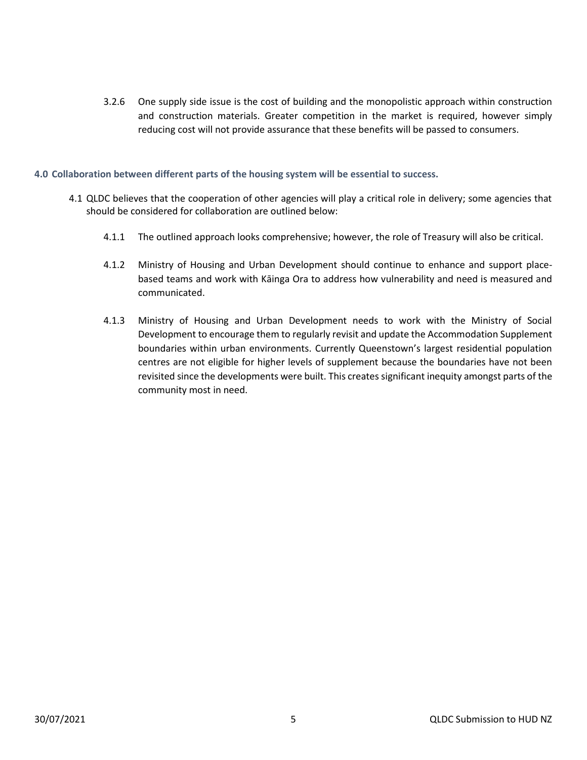3.2.6 One supply side issue is the cost of building and the monopolistic approach within construction and construction materials. Greater competition in the market is required, however simply reducing cost will not provide assurance that these benefits will be passed to consumers.

### 4.0 Collaboration between different parts of the housing system will be essential to success.

4.1 QLDC believes that the cooperation of other agencies will play a critical role in delivery; some agencies that should be considered for collaboration are outlined below:

4.1.1 The outlined approach looks comprehensive; however, the role of Treasury will also be critical.

4.1.2 Ministry of Housing and Urban Development should continue to enhance and support place-based teams and work with Kāinga Ora to address how vulnerability and need is measured and communicated.

4.1.3 Ministry of Housing and Urban Development needs to work with the Ministry of Social Development to encourage them to regularly revisit and update the Accommodation Supplement boundaries within urban environments. Currently Queenstown's largest residential population centres are not eligible for higher levels of supplement because the boundaries have not been revisited since the developments were built. This creates significant inequity amongst parts of the community most in need.